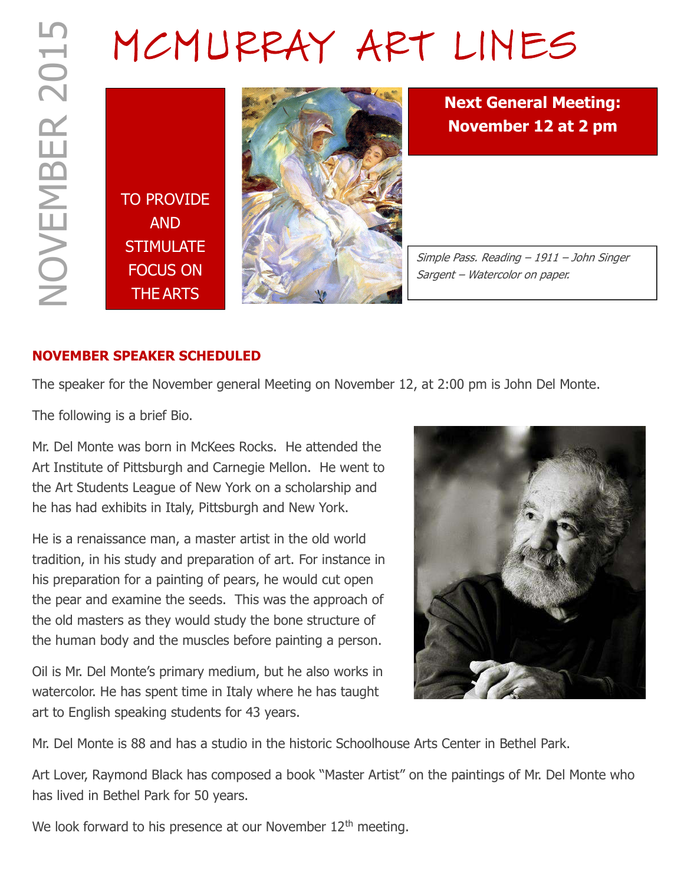# MCMURRAY ART LINES

NOVEMBER 2015

TO PROVIDE AND STIMULATE FOCUS ON THE ARTS

**Next General Meeting: November 12 at 2 pm**

*Simple Pass. Reading – 1911 – John Singer Sargent – Watercolor on paper.*

## NOVEMBER SPEAKER SCHEDULED

The speaker for the November general Meeting on November 12, at 2:00 pm is John Del Monte.

The following is a brief Bio.

Mr. Del Monte was born in McKees Rocks. He attended the Art Institute of Pittsburgh and Carnegie Mellon. He went to the Art Students League of New York on a scholarship and he has had exhibits in Italy, Pittsburgh and New York.

He is a renaissance man, a master artist in the old world tradition, in his study and preparation of art. For instance in his preparation for a painting of pears, he would cut open the pear and examine the seeds. This was the approach of the old masters as they would study the bone structure of the human body and the muscles before painting a person.

Oil is Mr. Del Monte's primary medium, but he also works in watercolor. He has spent time in Italy where he has taught art to English speaking students for 43 years.

Mr. Del Monte is 88 and has a studio in the historic Schoolhouse Arts Center in Bethel Park.

Art Lover, Raymond Black has composed a book "Master Artist" on the paintings of Mr. Del Monte who has lived in Bethel Park for 50 years.

We look forward to his presence at our November 12th meeting.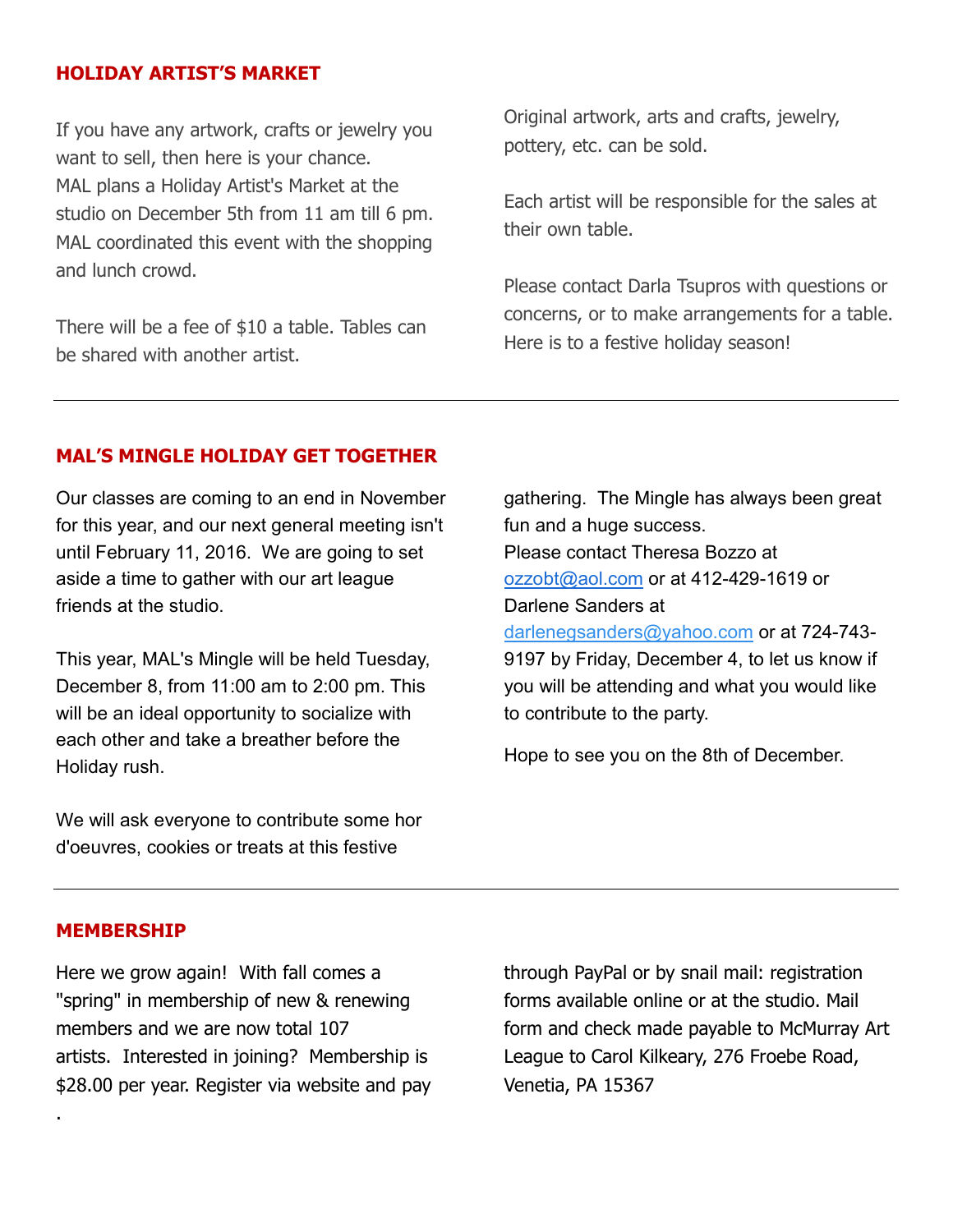## HOLIDAY ARTIST'S MARKET

If you have any artwork, crafts or jewelry you want to sell, then here is your chance. MAL plans a Holiday Artist's Market at the studio on December 5th from 11 am till 6 pm. MAL coordinated this event with the shopping and lunch crowd.

There will be a fee of $10 a table. Tables can be shared with another artist.

Original artwork, arts and crafts, jewelry, pottery, etc. can be sold.

Each artist will be responsible for the sales at their own table.

Please contact Darla Tsupros with questions or concerns, or to make arrangements for a table. Here is to a festive holiday season!

---

## MAL'S MINGLE HOLIDAY GET TOGETHER

Our classes are coming to an end in November for this year, and our next general meeting isn't until February 11, 2016. We are going to set aside a time to gather with our art league friends at the studio.

This year, MAL's Mingle will be held Tuesday, December 8, from 11:00 am to 2:00 pm. This will be an ideal opportunity to socialize with each other and take a breather before the Holiday rush.

We will ask everyone to contribute some hor d'oeuvres, cookies or treats at this festive gathering. The Mingle has always been great fun and a huge success.
Please contact Theresa Bozzo at ozzobt@aol.com or at 412-429-1619 or Darlene Sanders at darlenegsanders@yahoo.com or at 724-743-9197 by Friday, December 4, to let us know if you will be attending and what you would like to contribute to the party.

Hope to see you on the 8th of December.

---

## MEMBERSHIP

Here we grow again! With fall comes a "spring" in membership of new & renewing members and we are now total 107 artists. Interested in joining? Membership is $28.00 per year. Register via website and pay through PayPal or by snail mail: registration forms available online or at the studio. Mail form and check made payable to McMurray Art League to Carol Kilkeary, 276 Froebe Road, Venetia, PA 15367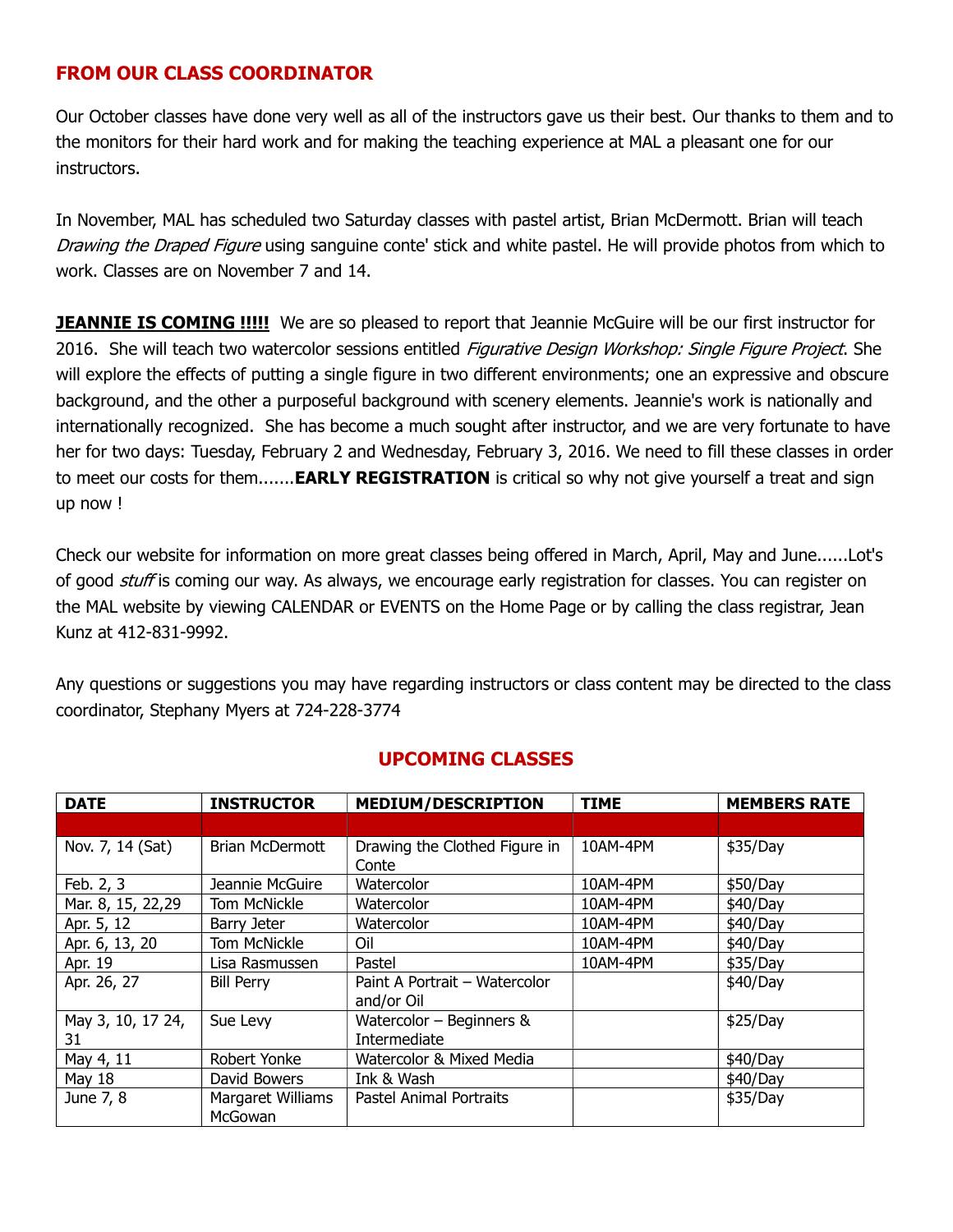## FROM OUR CLASS COORDINATOR

Our October classes have done very well as all of the instructors gave us their best. Our thanks to them and to the monitors for their hard work and for making the teaching experience at MAL a pleasant one for our instructors.

In November, MAL has scheduled two Saturday classes with pastel artist, Brian McDermott. Brian will teach *Drawing the Draped Figure* using sanguine conte' stick and white pastel. He will provide photos from which to work. Classes are on November 7 and 14.

**JEANNIE IS COMING !!!!!** We are so pleased to report that Jeannie McGuire will be our first instructor for 2016. She will teach two watercolor sessions entitled *Figurative Design Workshop: Single Figure Project*. She will explore the effects of putting a single figure in two different environments; one an expressive and obscure background, and the other a purposeful background with scenery elements. Jeannie's work is nationally and internationally recognized. She has become a much sought after instructor, and we are very fortunate to have her for two days: Tuesday, February 2 and Wednesday, February 3, 2016. We need to fill these classes in order to meet our costs for them.......**EARLY REGISTRATION** is critical so why not give yourself a treat and sign up now !

Check our website for information on more great classes being offered in March, April, May and June......Lot's of good *stuff* is coming our way. As always, we encourage early registration for classes. You can register on the MAL website by viewing CALENDAR or EVENTS on the Home Page or by calling the class registrar, Jean Kunz at 412-831-9992.

Any questions or suggestions you may have regarding instructors or class content may be directed to the class coordinator, Stephany Myers at 724-228-3774

## UPCOMING CLASSES

| DATE | INSTRUCTOR | MEDIUM/DESCRIPTION | TIME | MEMBERS RATE |
|---|---|---|---|---|
| | | | | |
| Nov. 7, 14 (Sat) | Brian McDermott | Drawing the Clothed Figure in Conte | 10AM-4PM | $35/Day |
| Feb. 2, 3 | Jeannie McGuire | Watercolor | 10AM-4PM | $50/Day |
| Mar. 8, 15, 22,29 | Tom McNickle | Watercolor | 10AM-4PM | $40/Day |
| Apr. 5, 12 | Barry Jeter | Watercolor | 10AM-4PM | $40/Day |
| Apr. 6, 13, 20 | Tom McNickle | Oil | 10AM-4PM | $40/Day |
| Apr. 19 | Lisa Rasmussen | Pastel | 10AM-4PM | $35/Day |
| Apr. 26, 27 | Bill Perry | Paint A Portrait – Watercolor and/or Oil | | $40/Day |
| May 3, 10, 17 24, 31 | Sue Levy | Watercolor – Beginners & Intermediate | | $25/Day |
| May 4, 11 | Robert Yonke | Watercolor & Mixed Media | | $40/Day |
| May 18 | David Bowers | Ink & Wash | | $40/Day |
| June 7, 8 | Margaret Williams McGowan | Pastel Animal Portraits | | $35/Day |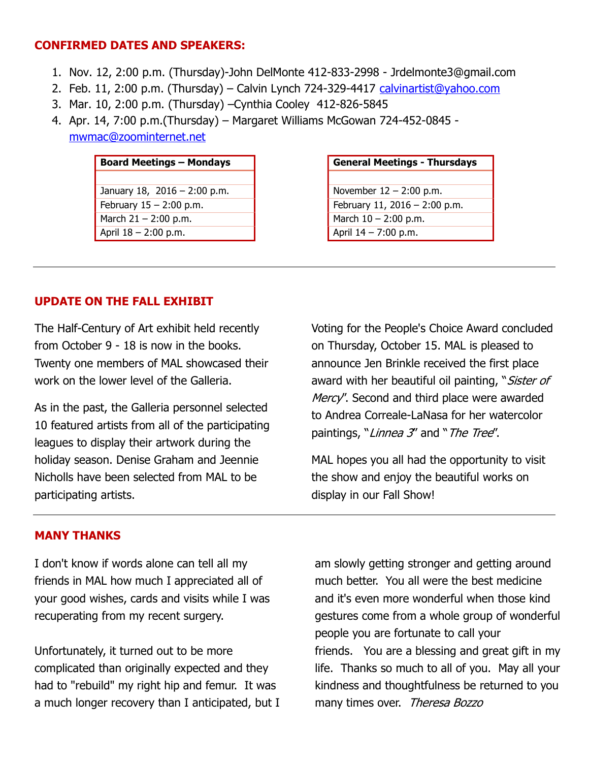## CONFIRMED DATES AND SPEAKERS:

1. Nov. 12, 2:00 p.m. (Thursday)-John DelMonte 412-833-2998 - Jrdelmonte3@gmail.com
2. Feb. 11, 2:00 p.m. (Thursday) – Calvin Lynch 724-329-4417 calvinartist@yahoo.com
3. Mar. 10, 2:00 p.m. (Thursday) –Cynthia Cooley 412-826-5845
4. Apr. 14, 7:00 p.m.(Thursday) – Margaret Williams McGowan 724-452-0845 - mwmac@zoominternet.net

| Board Meetings – Mondays |
|---|
| |
| January 18, 2016 – 2:00 p.m. |
| February 15 – 2:00 p.m. |
| March 21 – 2:00 p.m. |
| April 18 – 2:00 p.m. |

| General Meetings - Thursdays |
|---|
| |
| November 12 – 2:00 p.m. |
| February 11, 2016 – 2:00 p.m. |
| March 10 – 2:00 p.m. |
| April 14 – 7:00 p.m. |

---

## UPDATE ON THE FALL EXHIBIT

The Half-Century of Art exhibit held recently from October 9 - 18 is now in the books. Twenty one members of MAL showcased their work on the lower level of the Galleria.

As in the past, the Galleria personnel selected 10 featured artists from all of the participating leagues to display their artwork during the holiday season. Denise Graham and Jeennie Nicholls have been selected from MAL to be participating artists.

Voting for the People's Choice Award concluded on Thursday, October 15. MAL is pleased to announce Jen Brinkle received the first place award with her beautiful oil painting, "*Sister of Mercy*". Second and third place were awarded to Andrea Correale-LaNasa for her watercolor paintings, "*Linnea 3*" and "*The Tree*".

MAL hopes you all had the opportunity to visit the show and enjoy the beautiful works on display in our Fall Show!

---

## MANY THANKS

I don't know if words alone can tell all my friends in MAL how much I appreciated all of your good wishes, cards and visits while I was recuperating from my recent surgery.

Unfortunately, it turned out to be more complicated than originally expected and they had to "rebuild" my right hip and femur. It was a much longer recovery than I anticipated, but I am slowly getting stronger and getting around much better. You all were the best medicine and it's even more wonderful when those kind gestures come from a whole group of wonderful people you are fortunate to call your friends. You are a blessing and great gift in my life. Thanks so much to all of you. May all your kindness and thoughtfulness be returned to you many times over. *Theresa Bozzo*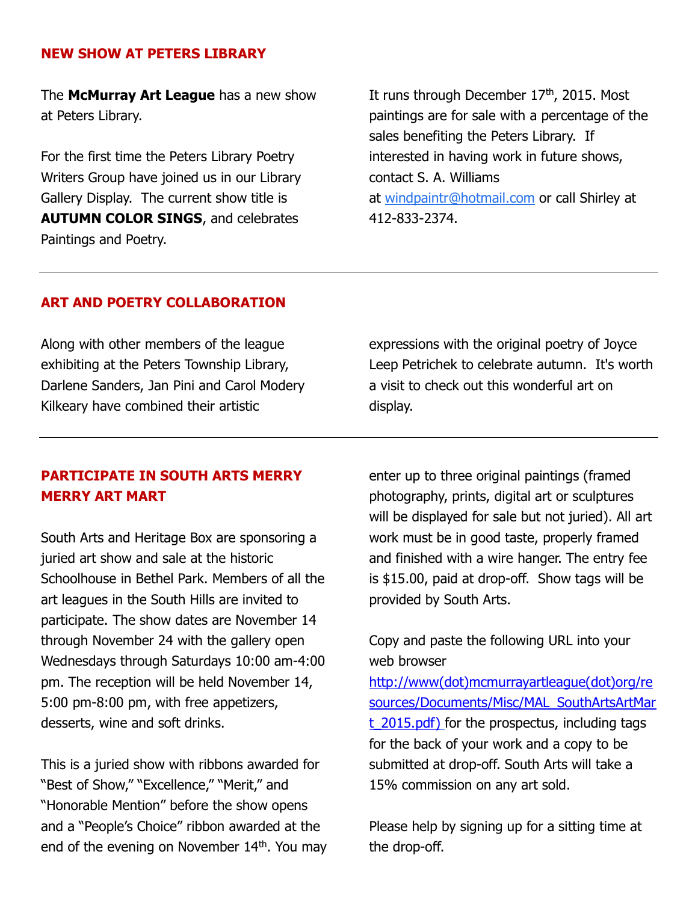## NEW SHOW AT PETERS LIBRARY

The **McMurray Art League** has a new show at Peters Library.

For the first time the Peters Library Poetry Writers Group have joined us in our Library Gallery Display. The current show title is **AUTUMN COLOR SINGS**, and celebrates Paintings and Poetry.

It runs through December 17th, 2015. Most paintings are for sale with a percentage of the sales benefiting the Peters Library. If interested in having work in future shows, contact S. A. Williams at windpaintr@hotmail.com or call Shirley at 412-833-2374.

---

## ART AND POETRY COLLABORATION

Along with other members of the league exhibiting at the Peters Township Library, Darlene Sanders, Jan Pini and Carol Modery Kilkeary have combined their artistic expressions with the original poetry of Joyce Leep Petrichek to celebrate autumn. It's worth a visit to check out this wonderful art on display.

---

## PARTICIPATE IN SOUTH ARTS MERRY MERRY ART MART

South Arts and Heritage Box are sponsoring a juried art show and sale at the historic Schoolhouse in Bethel Park. Members of all the art leagues in the South Hills are invited to participate. The show dates are November 14 through November 24 with the gallery open Wednesdays through Saturdays 10:00 am-4:00 pm. The reception will be held November 14, 5:00 pm-8:00 pm, with free appetizers, desserts, wine and soft drinks.

This is a juried show with ribbons awarded for "Best of Show," "Excellence," "Merit," and "Honorable Mention" before the show opens and a "People's Choice" ribbon awarded at the end of the evening on November 14th. You may enter up to three original paintings (framed photography, prints, digital art or sculptures will be displayed for sale but not juried). All art work must be in good taste, properly framed and finished with a wire hanger. The entry fee is $15.00, paid at drop-off. Show tags will be provided by South Arts.

Copy and paste the following URL into your web browser http://www(dot)mcmurrayartleague(dot)org/resources/Documents/Misc/MAL_SouthArtsArtMart_2015.pdf) for the prospectus, including tags for the back of your work and a copy to be submitted at drop-off. South Arts will take a 15% commission on any art sold.

Please help by signing up for a sitting time at the drop-off.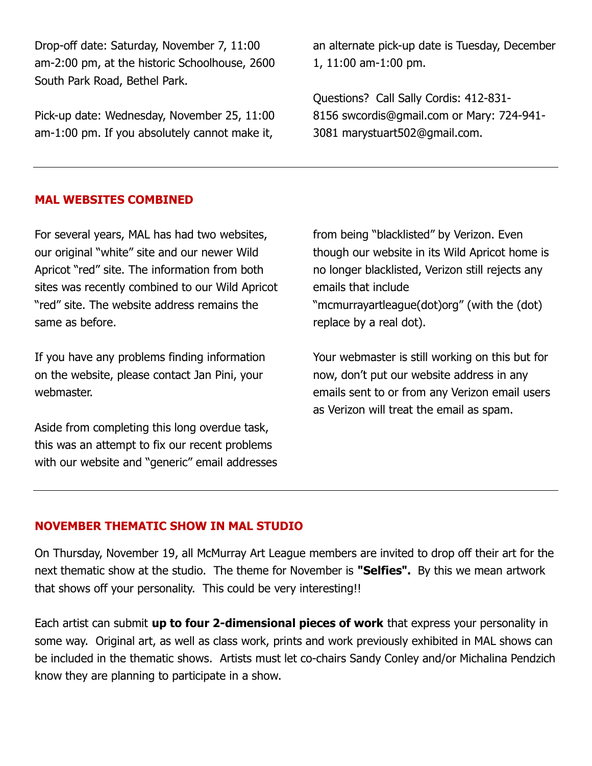Drop-off date: Saturday, November 7, 11:00 am-2:00 pm, at the historic Schoolhouse, 2600 South Park Road, Bethel Park.

Pick-up date: Wednesday, November 25, 11:00 am-1:00 pm. If you absolutely cannot make it, an alternate pick-up date is Tuesday, December 1, 11:00 am-1:00 pm.

Questions? Call Sally Cordis: 412-831-8156 swcordis@gmail.com or Mary: 724-941-3081 marystuart502@gmail.com.

---

## MAL WEBSITES COMBINED

For several years, MAL has had two websites, our original "white" site and our newer Wild Apricot "red" site. The information from both sites was recently combined to our Wild Apricot "red" site. The website address remains the same as before.

If you have any problems finding information on the website, please contact Jan Pini, your webmaster.

Aside from completing this long overdue task, this was an attempt to fix our recent problems with our website and "generic" email addresses from being "blacklisted" by Verizon. Even though our website in its Wild Apricot home is no longer blacklisted, Verizon still rejects any emails that include "mcmurrayartleague(dot)org" (with the (dot) replace by a real dot).

Your webmaster is still working on this but for now, don't put our website address in any emails sent to or from any Verizon email users as Verizon will treat the email as spam.

---

## NOVEMBER THEMATIC SHOW IN MAL STUDIO

On Thursday, November 19, all McMurray Art League members are invited to drop off their art for the next thematic show at the studio. The theme for November is **"Selfies".** By this we mean artwork that shows off your personality. This could be very interesting!!

Each artist can submit **up to four 2-dimensional pieces of work** that express your personality in some way. Original art, as well as class work, prints and work previously exhibited in MAL shows can be included in the thematic shows. Artists must let co-chairs Sandy Conley and/or Michalina Pendzich know they are planning to participate in a show.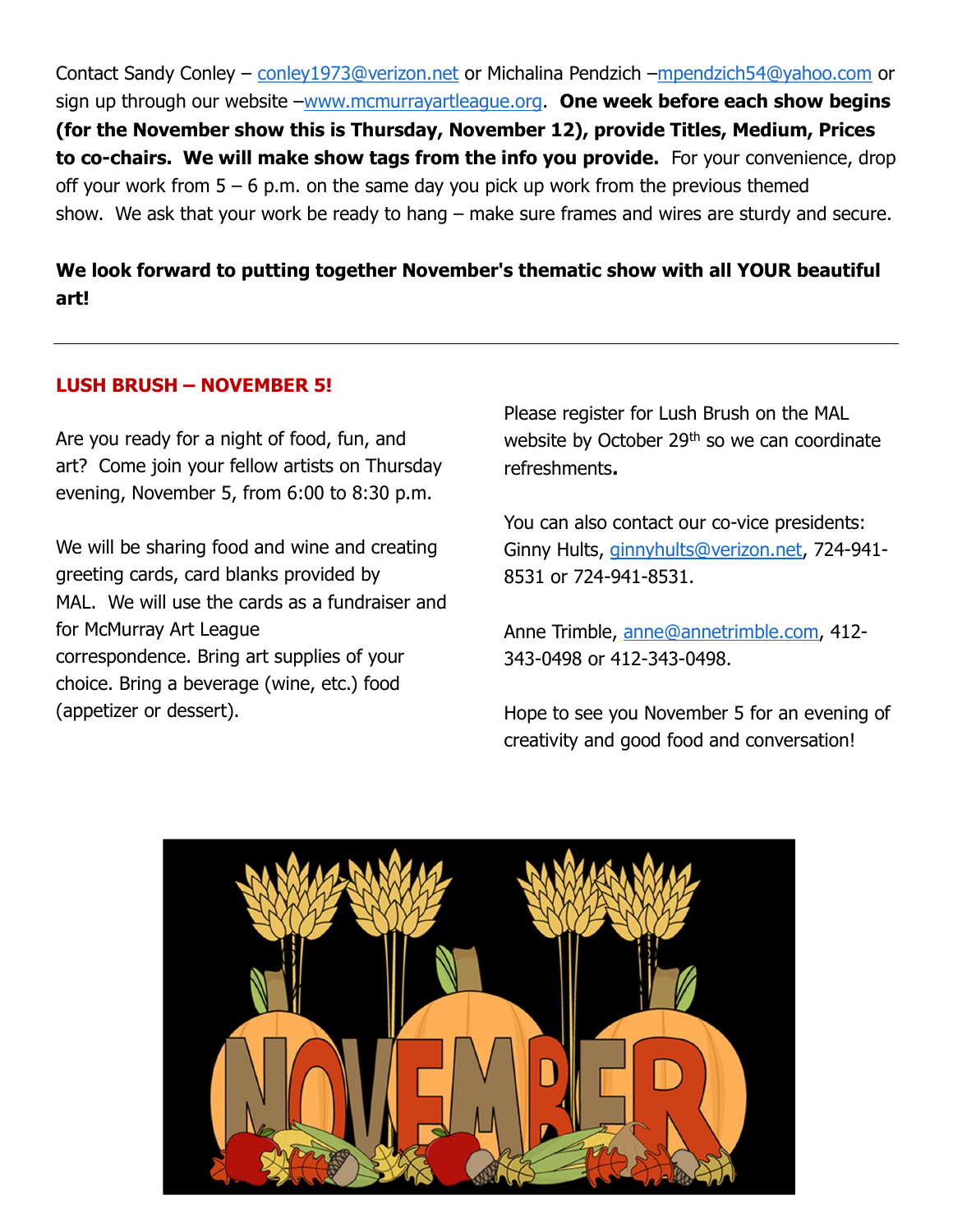Contact Sandy Conley – conley1973@verizon.net or Michalina Pendzich –mpendzich54@yahoo.com or sign up through our website –www.mcmurrayartleague.org. **One week before each show begins (for the November show this is Thursday, November 12), provide Titles, Medium, Prices to co-chairs. We will make show tags from the info you provide.** For your convenience, drop off your work from 5 – 6 p.m. on the same day you pick up work from the previous themed show. We ask that your work be ready to hang – make sure frames and wires are sturdy and secure.

**We look forward to putting together November's thematic show with all YOUR beautiful art!**

---

## LUSH BRUSH – NOVEMBER 5!

Are you ready for a night of food, fun, and art? Come join your fellow artists on Thursday evening, November 5, from 6:00 to 8:30 p.m.

We will be sharing food and wine and creating greeting cards, card blanks provided by MAL. We will use the cards as a fundraiser and for McMurray Art League correspondence. Bring art supplies of your choice. Bring a beverage (wine, etc.) food (appetizer or dessert).

Please register for Lush Brush on the MAL website by October 29th so we can coordinate refreshments**.**

You can also contact our co-vice presidents: Ginny Hults, ginnyhults@verizon.net, 724-941-8531 or 724-941-8531.

Anne Trimble, anne@annetrimble.com, 412-343-0498 or 412-343-0498.

Hope to see you November 5 for an evening of creativity and good food and conversation!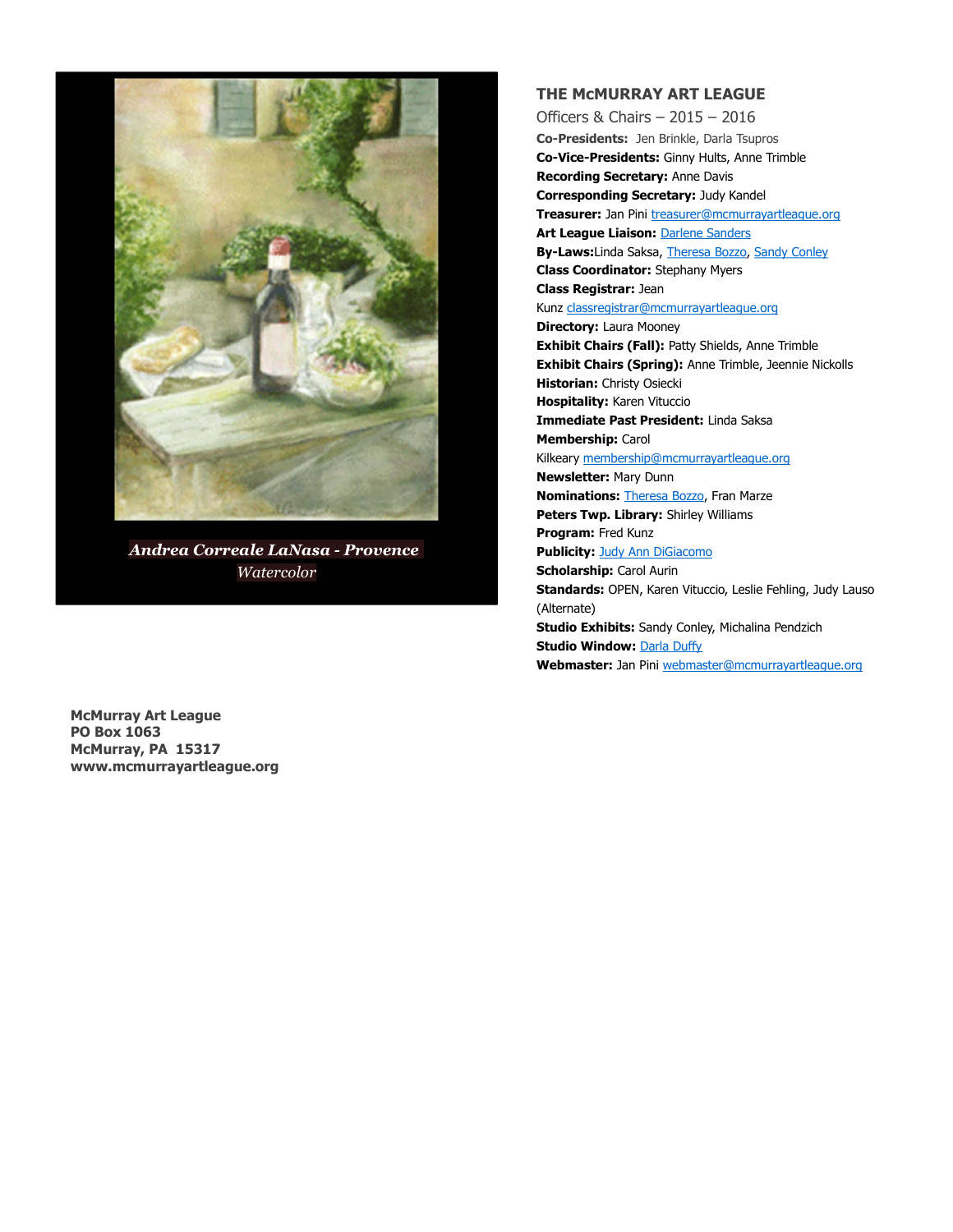Andrea Correale LaNasa - Provence

Watercolor

## THE McMURRAY ART LEAGUE

### Officers & Chairs – 2015 – 2016

**Co-Presidents:** Jen Brinkle, Darla Tsupros

**Co-Vice-Presidents:** Ginny Hults, Anne Trimble

**Recording Secretary:** Anne Davis

**Corresponding Secretary:** Judy Kandel

**Treasurer:** Jan Pini treasurer@mcmurrayartleague.org

**Art League Liaison:** Darlene Sanders

**By-Laws:** Linda Saksa, Theresa Bozzo, Sandy Conley

**Class Coordinator:** Stephany Myers

**Class Registrar:** Jean Kunz classregistrar@mcmurrayartleague.org

**Directory:** Laura Mooney

**Exhibit Chairs (Fall):** Patty Shields, Anne Trimble

**Exhibit Chairs (Spring):** Anne Trimble, Jeennie Nickolls

**Historian:** Christy Osiecki

**Hospitality:** Karen Vituccio

**Immediate Past President:** Linda Saksa

**Membership:** Carol Kilkeary membership@mcmurrayartleague.org

**Newsletter:** Mary Dunn

**Nominations:** Theresa Bozzo, Fran Marze

**Peters Twp. Library:** Shirley Williams

**Program:** Fred Kunz

**Publicity:** Judy Ann DiGiacomo

**Scholarship:** Carol Aurin

**Standards:** OPEN, Karen Vituccio, Leslie Fehling, Judy Lauso (Alternate)

**Studio Exhibits:** Sandy Conley, Michalina Pendzich

**Studio Window:** Darla Duffy

**Webmaster:** Jan Pini webmaster@mcmurrayartleague.org

**McMurray Art League**
**PO Box 1063**
**McMurray, PA 15317**
**www.mcmurrayartleague.org**